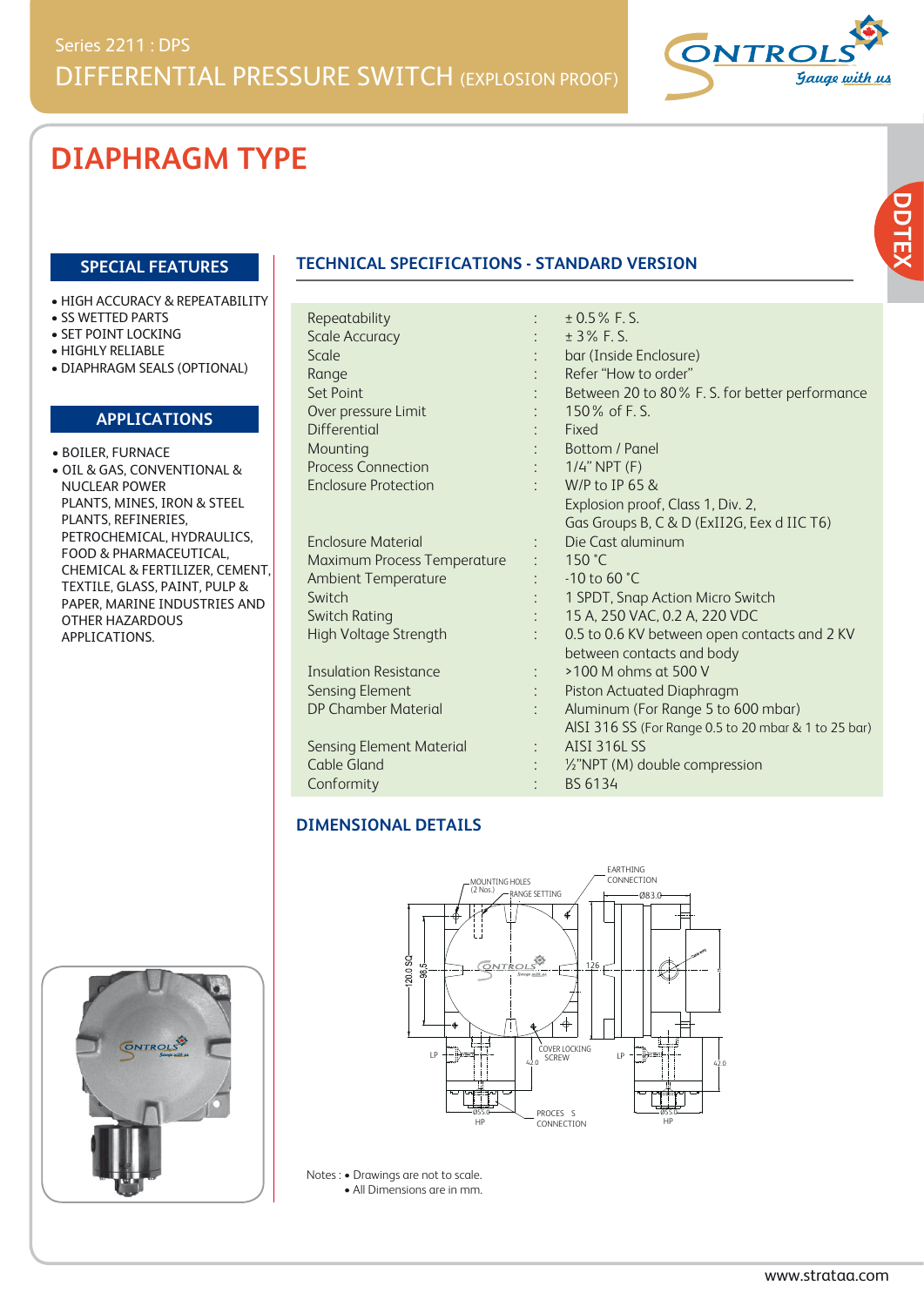Series 2211 : DPS

# DIFFERENTIAL PRESSURE SWITCH (EXPLOSION PROOF)

## DIAPHRAGM TYPE

### SPECIAL FEATURES

- HIGH ACCURACY & REPEATABILITY
- SS WETTED PARTS
- SET POINT LOCKING
- HIGHLY RELIABLE
- DIAPHRAGM SEALS (OPTIONAL)

### APPLICATIONS

- BOILER, FURNACE
- OIL & GAS, CONVENTIONAL & NUCLEAR POWER PLANTS, MINES, IRON & STEEL PLANTS, REFINERIES, PETROCHEMICAL, HYDRAULICS, FOOD & PHARMACEUTICAL, CHEMICAL & FERTILIZER, CEMENT, TEXTILE, GLASS, PAINT, PULP & PAPER, MARINE INDUSTRIES AND OTHER HAZARDOUS APPLICATIONS.

### TECHNICAL SPECIFICATIONS - STANDARD VERSION

| | | |
|---|---|---|
| Repeatability | : | ± 0.5 % F. S. |
| Scale Accuracy | : | ± 3 % F. S. |
| Scale | : | bar (Inside Enclosure) |
| Range | : | Refer "How to order" |
| Set Point | : | Between 20 to 80 % F. S. for better performance |
| Over pressure Limit | : | 150 % of F. S. |
| Differential | : | Fixed |
| Mounting | : | Bottom / Panel |
| Process Connection | : | 1/4" NPT (F) |
| Enclosure Protection | : | W/P to IP 65 & Explosion proof, Class 1, Div. 2, Gas Groups B, C & D (ExII2G, Eex d IIC T6) |
| Enclosure Material | : | Die Cast aluminum |
| Maximum Process Temperature | : | 150 °C |
| Ambient Temperature | : | -10 to 60 °C |
| Switch | : | 1 SPDT, Snap Action Micro Switch |
| Switch Rating | : | 15 A, 250 VAC, 0.2 A, 220 VDC |
| High Voltage Strength | : | 0.5 to 0.6 KV between open contacts and 2 KV between contacts and body |
| Insulation Resistance | : | >100 M ohms at 500 V |
| Sensing Element | : | Piston Actuated Diaphragm |
| DP Chamber Material | : | Aluminum (For Range 5 to 600 mbar) AISI 316 SS (For Range 0.5 to 20 mbar & 1 to 25 bar) |
| Sensing Element Material | : | AISI 316L SS |
| Cable Gland | : | ½"NPT (M) double compression |
| Conformity | : | BS 6134 |

### DIMENSIONAL DETAILS

MOUNTING HOLES (2 Nos.), RANGE SETTING, EARTHING CONNECTION, Ø83.0, 120.0 SQ, 98.5, 126, COVER LOCKING SCREW, LP, HP, 42.0, Ø55.0, PROCESS CONNECTION

Notes : • Drawings are not to scale.
• All Dimensions are in mm.

www.strataa.com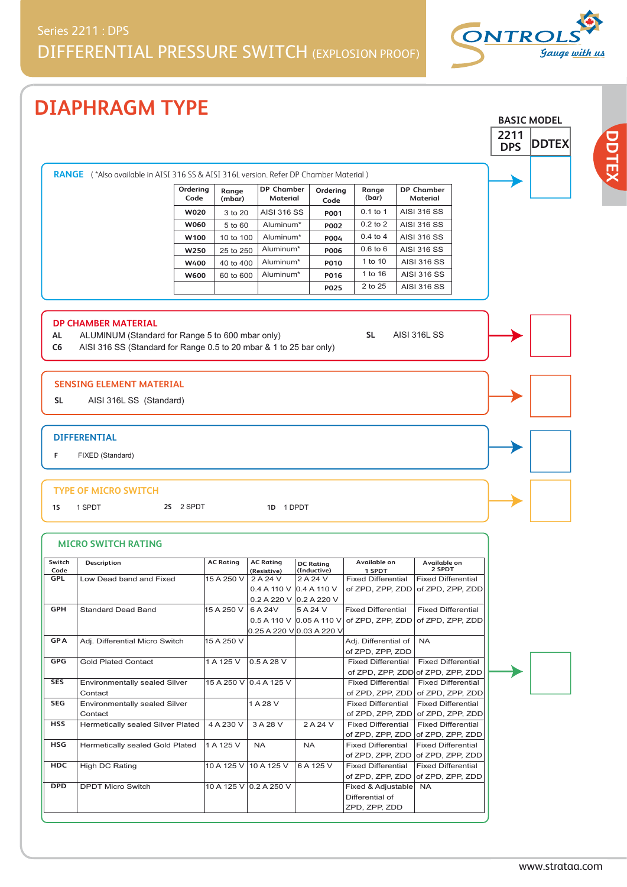Series 2211 : DPS

# DIFFERENTIAL PRESSURE SWITCH (EXPLOSION PROOF)

## DIAPHRAGM TYPE

BASIC MODEL

| 2211 DPS | DDTEX |
|---|---|

### RANGE

( *Also available in AISI 316 SS & AISI 316L version. Refer DP Chamber Material )

| Ordering Code | Range (mbar) | DP Chamber Material | Ordering Code | Range (bar) | DP Chamber Material |
|---|---|---|---|---|---|
| W020 | 3 to 20 | AISI 316 SS | P001 | 0.1 to 1 | AISI 316 SS |
| W060 | 5 to 60 | Aluminum* | P002 | 0.2 to 2 | AISI 316 SS |
| W100 | 10 to 100 | Aluminum* | P004 | 0.4 to 4 | AISI 316 SS |
| W250 | 25 to 250 | Aluminum* | P006 | 0.6 to 6 | AISI 316 SS |
| W400 | 40 to 400 | Aluminum* | P010 | 1 to 10 | AISI 316 SS |
| W600 | 60 to 600 | Aluminum* | P016 | 1 to 16 | AISI 316 SS |
| | | | P025 | 2 to 25 | AISI 316 SS |

### DP CHAMBER MATERIAL

**AL** ALUMINUM (Standard for Range 5 to 600 mbar only)

**C6** AISI 316 SS (Standard for Range 0.5 to 20 mbar & 1 to 25 bar only)

**SL** AISI 316L SS

### SENSING ELEMENT MATERIAL

**SL** AISI 316L SS (Standard)

### DIFFERENTIAL

**F** FIXED (Standard)

### TYPE OF MICRO SWITCH

**1S** 1 SPDT  **2S** 2 SPDT  **1D** 1 DPDT

### MICRO SWITCH RATING

| Switch Code | Description | AC Rating | AC Rating (Resistive) | DC Rating (Inductive) | Available on 1 SPDT | Available on 2 SPDT |
|---|---|---|---|---|---|---|
| GPL | Low Dead band and Fixed | 15 A 250 V | 2 A 24 V<br>0.4 A 110 V<br>0.2 A 220 V | 2 A 24 V<br>0.4 A 110 V<br>0.2 A 220 V | Fixed Differential of ZPD, ZPP, ZDD | Fixed Differential of ZPD, ZPP, ZDD |
| GPH | Standard Dead Band | 15 A 250 V | 6 A 24V<br>0.5 A 110 V<br>0.25 A 220 V | 5 A 24 V<br>0.05 A 110 V<br>0.03 A 220 V | Fixed Differential of ZPD, ZPP, ZDD | Fixed Differential of ZPD, ZPP, ZDD |
| GPA | Adj. Differential Micro Switch | 15 A 250 V | | | Adj. Differential of ZPD, ZPP, ZDD | NA |
| GPG | Gold Plated Contact | 1 A 125 V | 0.5 A 28 V | | Fixed Differential of ZPD, ZPP, ZDD | Fixed Differential of ZPD, ZPP, ZDD |
| SES | Environmentally sealed Silver Contact | 15 A 250 V | 0.4 A 125 V | | Fixed Differential of ZPD, ZPP, ZDD | Fixed Differential of ZPD, ZPP, ZDD |
| SEG | Environmentally sealed Silver Contact | | 1 A 28 V | | Fixed Differential of ZPD, ZPP, ZDD | Fixed Differential of ZPD, ZPP, ZDD |
| HSS | Hermetically sealed Silver Plated | 4 A 230 V | 3 A 28 V | 2 A 24 V | Fixed Differential of ZPD, ZPP, ZDD | Fixed Differential of ZPD, ZPP, ZDD |
| HSG | Hermetically sealed Gold Plated | 1 A 125 V | NA | NA | Fixed Differential of ZPD, ZPP, ZDD | Fixed Differential of ZPD, ZPP, ZDD |
| HDC | High DC Rating | 10 A 125 V | 10 A 125 V | 6 A 125 V | Fixed Differential of ZPD, ZPP, ZDD | Fixed Differential of ZPD, ZPP, ZDD |
| DPD | DPDT Micro Switch | 10 A 125 V | 0.2 A 250 V | | Fixed & Adjustable Differential of ZPD, ZPP, ZDD | NA |

www.strataa.com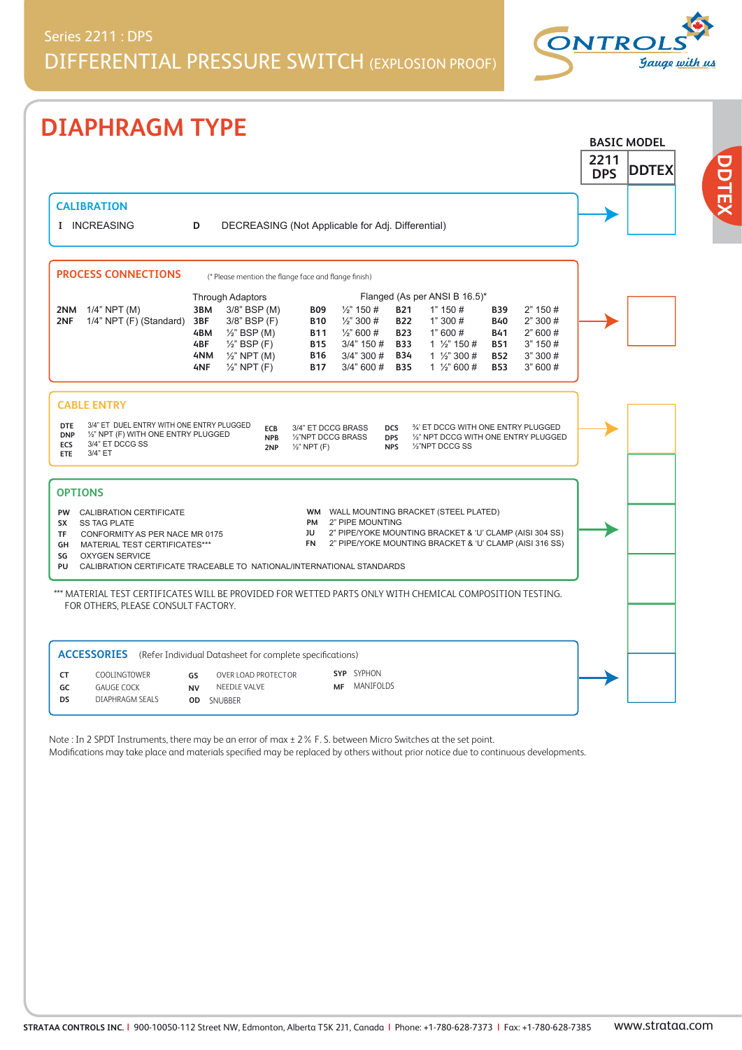Series 2211 : DPS

DIFFERENTIAL PRESSURE SWITCH (EXPLOSION PROOF)

# DIAPHRAGM TYPE

BASIC MODEL

| 2211 DPS | DDTEX |
|---|---|

DDTEX

## CALIBRATION

I INCREASING     D DECREASING (Not Applicable for Adj. Differential)

## PROCESS CONNECTIONS

(* Please mention the flange face and flange finish)

| | | Through Adaptors | | Flanged (As per ANSI B 16.5)* | | | | | |
|---|---|---|---|---|---|---|---|---|---|
| 2NM | 1/4" NPT (M) | 3BM | 3/8" BSP (M) | B09 | ½" 150 # | B21 | 1" 150 # | B39 | 2" 150 # |
| 2NF | 1/4" NPT (F) (Standard) | 3BF | 3/8" BSP (F) | B10 | ½" 300 # | B22 | 1" 300 # | B40 | 2" 300 # |
| | | 4BM | ½" BSP (M) | B11 | ½" 600 # | B23 | 1" 600 # | B41 | 2" 600 # |
| | | 4BF | ½" BSP (F) | B15 | 3/4" 150 # | B33 | 1 ½" 150 # | B51 | 3" 150 # |
| | | 4NM | ½" NPT (M) | B16 | 3/4" 300 # | B34 | 1 ½" 300 # | B52 | 3" 300 # |
| | | 4NF | ½" NPT (F) | B17 | 3/4" 600 # | B35 | 1 ½" 600 # | B53 | 3" 600 # |

## CABLE ENTRY

| | | | | | |
|---|---|---|---|---|---|
| DTE | 3/4" ET DUEL ENTRY WITH ONE ENTRY PLUGGED | ECB | 3/4" ET DCCG BRASS | DCS | ¾" ET DCCG WITH ONE ENTRY PLUGGED |
| DNP | ½" NPT (F) WITH ONE ENTRY PLUGGED | NPB | ½"NPT DCCG BRASS | DPS | ½" NPT DCCG WITH ONE ENTRY PLUGGED |
| ECS | 3/4" ET DCCG SS | 2NP | ½" NPT (F) | NPS | ½"NPT DCCG SS |
| ETE | 3/4" ET | | | | |

## OPTIONS

| | | | |
|---|---|---|---|
| PW | CALIBRATION CERTIFICATE | WM | WALL MOUNTING BRACKET (STEEL PLATED) |
| SX | SS TAG PLATE | PM | 2" PIPE MOUNTING |
| TF | CONFORMITY AS PER NACE MR 0175 | JU | 2" PIPE/YOKE MOUNTING BRACKET & 'U' CLAMP (AISI 304 SS) |
| GH | MATERIAL TEST CERTIFICATES*** | FN | 2" PIPE/YOKE MOUNTING BRACKET & 'U' CLAMP (AISI 316 SS) |
| SG | OXYGEN SERVICE | | |
| PU | CALIBRATION CERTIFICATE TRACEABLE TO NATIONAL/INTERNATIONAL STANDARDS | | |

*** MATERIAL TEST CERTIFICATES WILL BE PROVIDED FOR WETTED PARTS ONLY WITH CHEMICAL COMPOSITION TESTING. FOR OTHERS, PLEASE CONSULT FACTORY.

## ACCESSORIES (Refer Individual Datasheet for complete specifications)

| | | | | | |
|---|---|---|---|---|---|
| CT | COOLINGTOWER | GS | OVER LOAD PROTECTOR | SYP | SYPHON |
| GC | GAUGE COCK | NV | NEEDLE VALVE | MF | MANIFOLDS |
| DS | DIAPHRAGM SEALS | OD | SNUBBER | | |

Note : In 2 SPDT Instruments, there may be an error of max ± 2% F. S. between Micro Switches at the set point.
Modifications may take place and materials specified may be replaced by others without prior notice due to continuous developments.